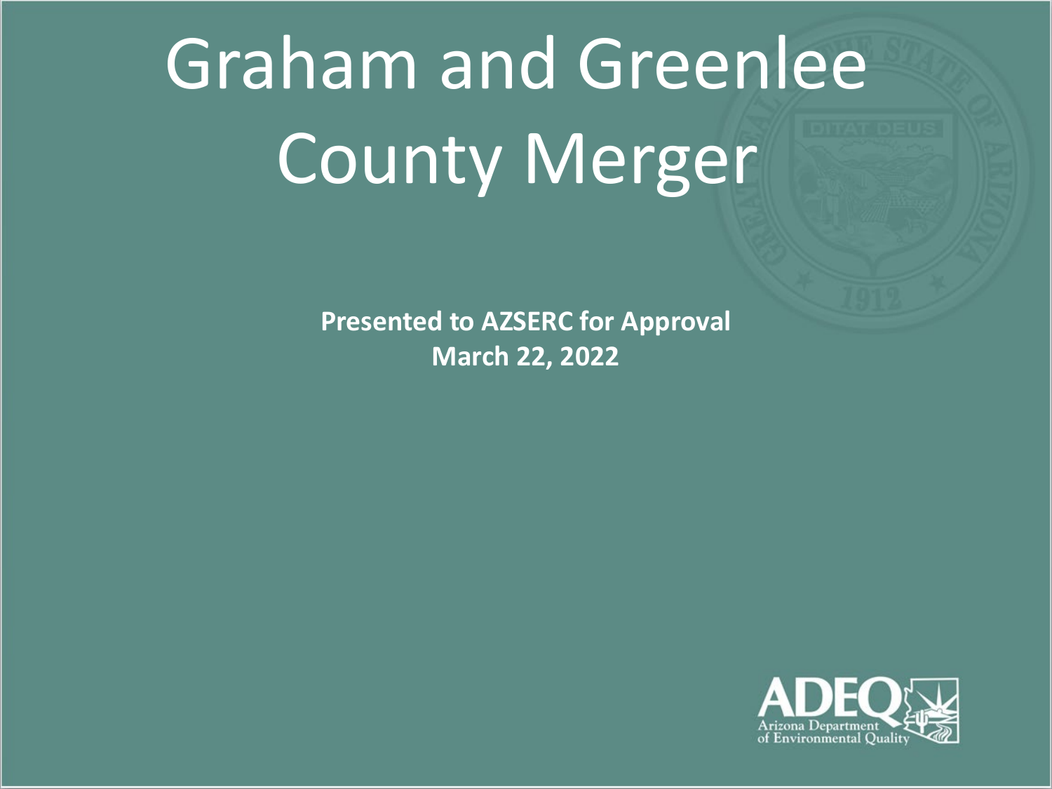# Graham and Greenlee County Merger

**Presented to AZSERC for Approval**
**March 22, 2022**

ADEQ
Arizona Department of Environmental Quality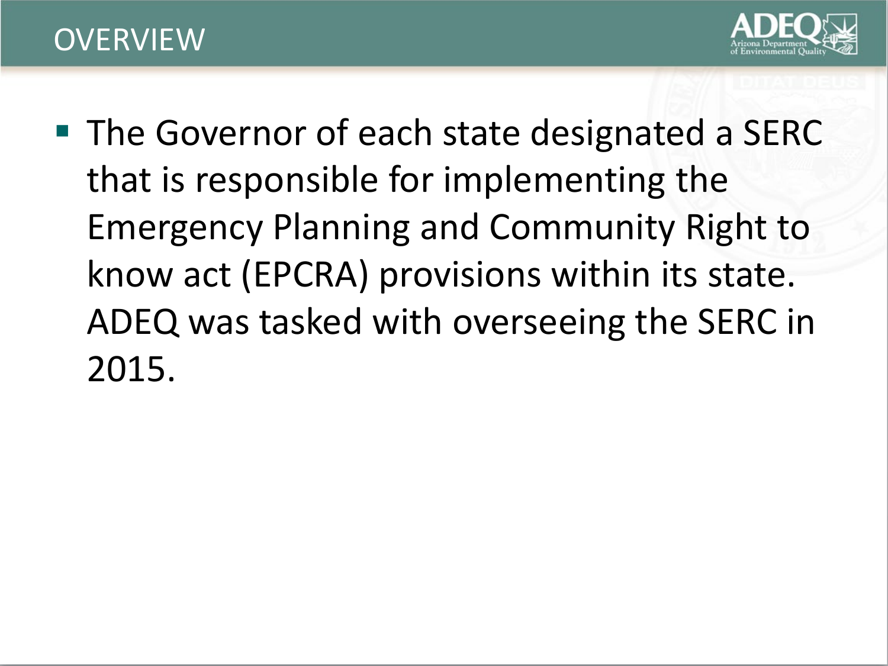# OVERVIEW

- The Governor of each state designated a SERC that is responsible for implementing the Emergency Planning and Community Right to know act (EPCRA) provisions within its state. ADEQ was tasked with overseeing the SERC in 2015.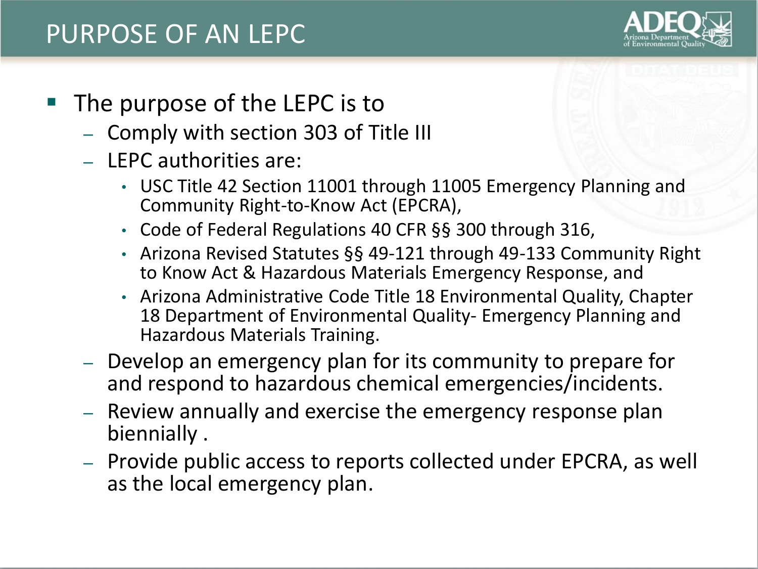# PURPOSE OF AN LEPC

- The purpose of the LEPC is to
  - Comply with section 303 of Title III
  - LEPC authorities are:
    - USC Title 42 Section 11001 through 11005 Emergency Planning and Community Right-to-Know Act (EPCRA),
    - Code of Federal Regulations 40 CFR §§ 300 through 316,
    - Arizona Revised Statutes §§ 49-121 through 49-133 Community Right to Know Act & Hazardous Materials Emergency Response, and
    - Arizona Administrative Code Title 18 Environmental Quality, Chapter 18 Department of Environmental Quality- Emergency Planning and Hazardous Materials Training.
  - Develop an emergency plan for its community to prepare for and respond to hazardous chemical emergencies/incidents.
  - Review annually and exercise the emergency response plan biennially .
  - Provide public access to reports collected under EPCRA, as well as the local emergency plan.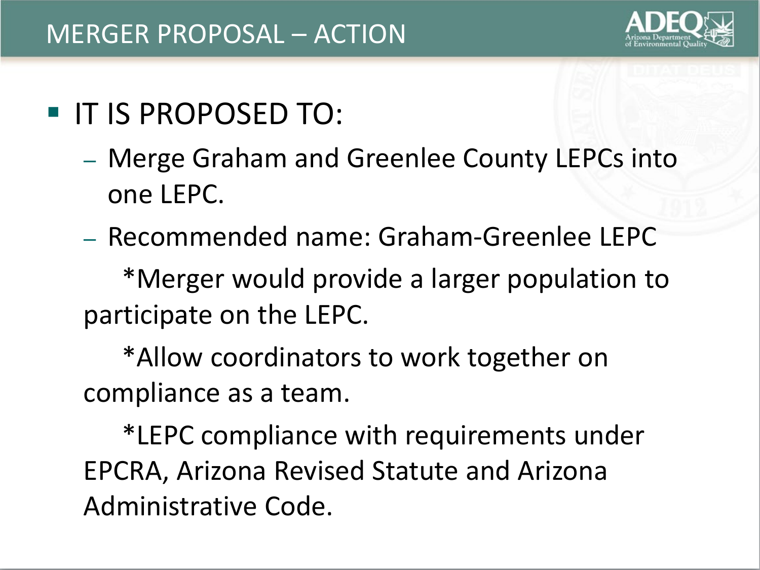# MERGER PROPOSAL – ACTION

- IT IS PROPOSED TO:
  - Merge Graham and Greenlee County LEPCs into one LEPC.
  - Recommended name: Graham-Greenlee LEPC

    *Merger would provide a larger population to participate on the LEPC.

    *Allow coordinators to work together on compliance as a team.

    *LEPC compliance with requirements under EPCRA, Arizona Revised Statute and Arizona Administrative Code.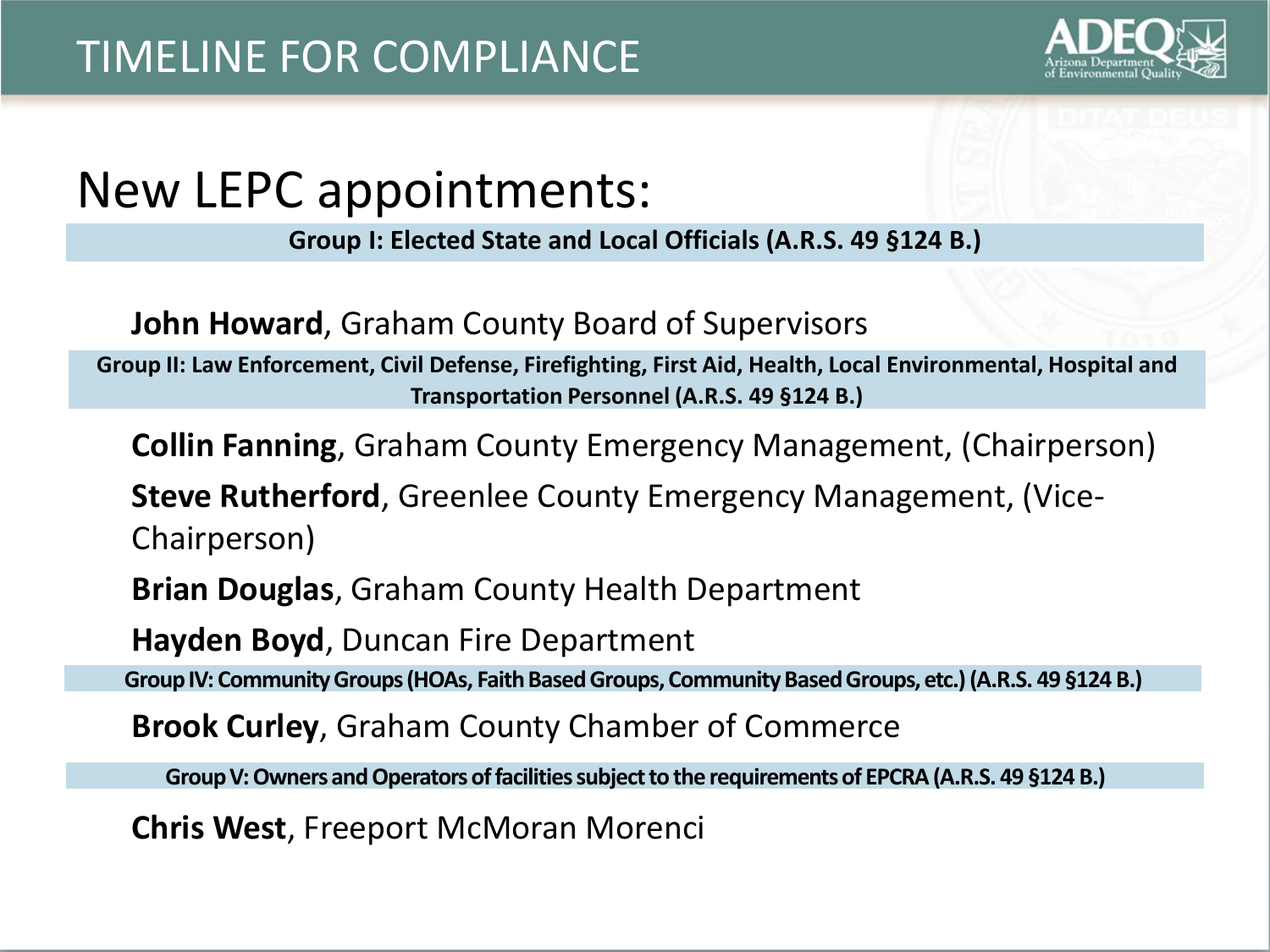# TIMELINE FOR COMPLIANCE

## New LEPC appointments:

**Group I: Elected State and Local Officials (A.R.S. 49 §124 B.)**

**John Howard**, Graham County Board of Supervisors

**Group II: Law Enforcement, Civil Defense, Firefighting, First Aid, Health, Local Environmental, Hospital and Transportation Personnel (A.R.S. 49 §124 B.)**

**Collin Fanning**, Graham County Emergency Management, (Chairperson)

**Steve Rutherford**, Greenlee County Emergency Management, (Vice-Chairperson)

**Brian Douglas**, Graham County Health Department

**Hayden Boyd**, Duncan Fire Department

**Group IV: Community Groups (HOAs, Faith Based Groups, Community Based Groups, etc.) (A.R.S. 49 §124 B.)**

**Brook Curley**, Graham County Chamber of Commerce

**Group V: Owners and Operators of facilities subject to the requirements of EPCRA (A.R.S. 49 §124 B.)**

**Chris West**, Freeport McMoran Morenci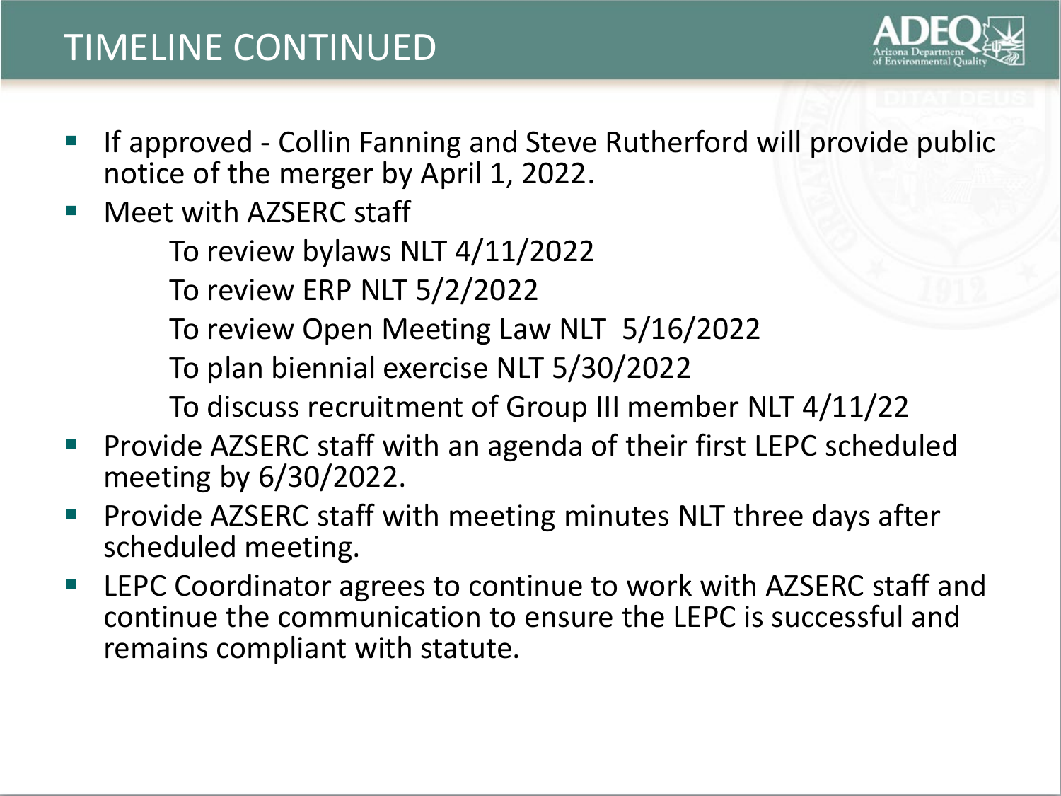# TIMELINE CONTINUED

- If approved - Collin Fanning and Steve Rutherford will provide public notice of the merger by April 1, 2022.
- Meet with AZSERC staff
  - To review bylaws NLT 4/11/2022
  - To review ERP NLT 5/2/2022
  - To review Open Meeting Law NLT 5/16/2022
  - To plan biennial exercise NLT 5/30/2022
  - To discuss recruitment of Group III member NLT 4/11/22
- Provide AZSERC staff with an agenda of their first LEPC scheduled meeting by 6/30/2022.
- Provide AZSERC staff with meeting minutes NLT three days after scheduled meeting.
- LEPC Coordinator agrees to continue to work with AZSERC staff and continue the communication to ensure the LEPC is successful and remains compliant with statute.